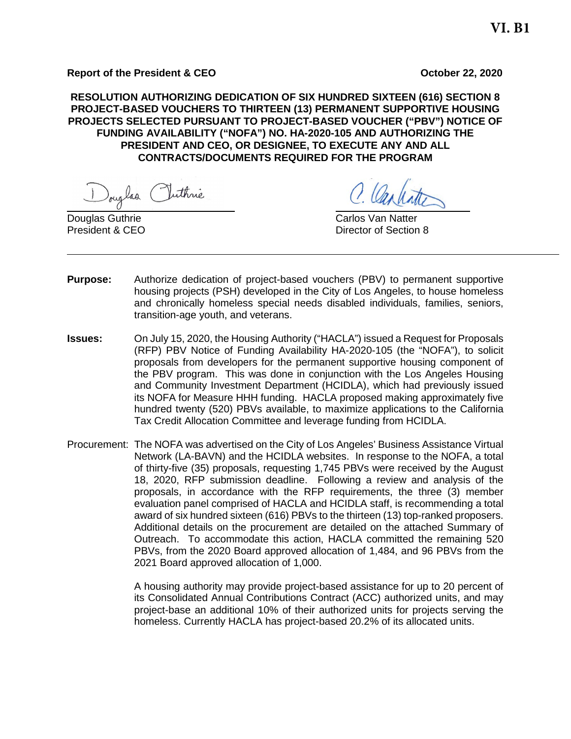**VI. B1**

**Report of the President & CEO** **October 22, 2020**

**RESOLUTION AUTHORIZING DEDICATION OF SIX HUNDRED SIXTEEN (616) SECTION 8 PROJECT-BASED VOUCHERS TO THIRTEEN (13) PERMANENT SUPPORTIVE HOUSING PROJECTS SELECTED PURSUANT TO PROJECT-BASED VOUCHER ("PBV") NOTICE OF FUNDING AVAILABILITY ("NOFA") NO. HA-2020-105 AND AUTHORIZING THE PRESIDENT AND CEO, OR DESIGNEE, TO EXECUTE ANY AND ALL CONTRACTS/DOCUMENTS REQUIRED FOR THE PROGRAM**

Douglas Guthrie
President & CEO

Carlos Van Natter
Director of Section 8

---

**Purpose:** Authorize dedication of project-based vouchers (PBV) to permanent supportive housing projects (PSH) developed in the City of Los Angeles, to house homeless and chronically homeless special needs disabled individuals, families, seniors, transition-age youth, and veterans.

**Issues:** On July 15, 2020, the Housing Authority ("HACLA") issued a Request for Proposals (RFP) PBV Notice of Funding Availability HA-2020-105 (the "NOFA"), to solicit proposals from developers for the permanent supportive housing component of the PBV program. This was done in conjunction with the Los Angeles Housing and Community Investment Department (HCIDLA), which had previously issued its NOFA for Measure HHH funding. HACLA proposed making approximately five hundred twenty (520) PBVs available, to maximize applications to the California Tax Credit Allocation Committee and leverage funding from HCIDLA.

Procurement: The NOFA was advertised on the City of Los Angeles' Business Assistance Virtual Network (LA-BAVN) and the HCIDLA websites. In response to the NOFA, a total of thirty-five (35) proposals, requesting 1,745 PBVs were received by the August 18, 2020, RFP submission deadline. Following a review and analysis of the proposals, in accordance with the RFP requirements, the three (3) member evaluation panel comprised of HACLA and HCIDLA staff, is recommending a total award of six hundred sixteen (616) PBVs to the thirteen (13) top-ranked proposers. Additional details on the procurement are detailed on the attached Summary of Outreach. To accommodate this action, HACLA committed the remaining 520 PBVs, from the 2020 Board approved allocation of 1,484, and 96 PBVs from the 2021 Board approved allocation of 1,000.

A housing authority may provide project-based assistance for up to 20 percent of its Consolidated Annual Contributions Contract (ACC) authorized units, and may project-base an additional 10% of their authorized units for projects serving the homeless. Currently HACLA has project-based 20.2% of its allocated units.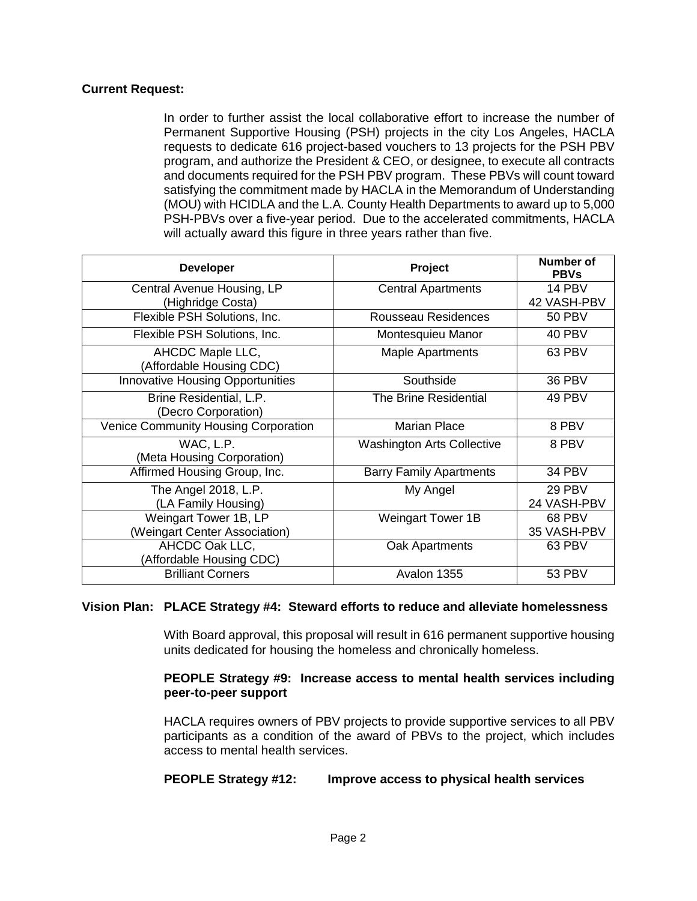**Current Request:**

In order to further assist the local collaborative effort to increase the number of Permanent Supportive Housing (PSH) projects in the city Los Angeles, HACLA requests to dedicate 616 project-based vouchers to 13 projects for the PSH PBV program, and authorize the President & CEO, or designee, to execute all contracts and documents required for the PSH PBV program. These PBVs will count toward satisfying the commitment made by HACLA in the Memorandum of Understanding (MOU) with HCIDLA and the L.A. County Health Departments to award up to 5,000 PSH-PBVs over a five-year period. Due to the accelerated commitments, HACLA will actually award this figure in three years rather than five.

| Developer | Project | Number of PBVs |
|---|---|---|
| Central Avenue Housing, LP (Highridge Costa) | Central Apartments | 14 PBV 42 VASH-PBV |
| Flexible PSH Solutions, Inc. | Rousseau Residences | 50 PBV |
| Flexible PSH Solutions, Inc. | Montesquieu Manor | 40 PBV |
| AHCDC Maple LLC, (Affordable Housing CDC) | Maple Apartments | 63 PBV |
| Innovative Housing Opportunities | Southside | 36 PBV |
| Brine Residential, L.P. (Decro Corporation) | The Brine Residential | 49 PBV |
| Venice Community Housing Corporation | Marian Place | 8 PBV |
| WAC, L.P. (Meta Housing Corporation) | Washington Arts Collective | 8 PBV |
| Affirmed Housing Group, Inc. | Barry Family Apartments | 34 PBV |
| The Angel 2018, L.P. (LA Family Housing) | My Angel | 29 PBV 24 VASH-PBV |
| Weingart Tower 1B, LP (Weingart Center Association) | Weingart Tower 1B | 68 PBV 35 VASH-PBV |
| AHCDC Oak LLC, (Affordable Housing CDC) | Oak Apartments | 63 PBV |
| Brilliant Corners | Avalon 1355 | 53 PBV |

**Vision Plan: PLACE Strategy #4: Steward efforts to reduce and alleviate homelessness**

With Board approval, this proposal will result in 616 permanent supportive housing units dedicated for housing the homeless and chronically homeless.

**PEOPLE Strategy #9: Increase access to mental health services including peer-to-peer support**

HACLA requires owners of PBV projects to provide supportive services to all PBV participants as a condition of the award of PBVs to the project, which includes access to mental health services.

**PEOPLE Strategy #12: Improve access to physical health services**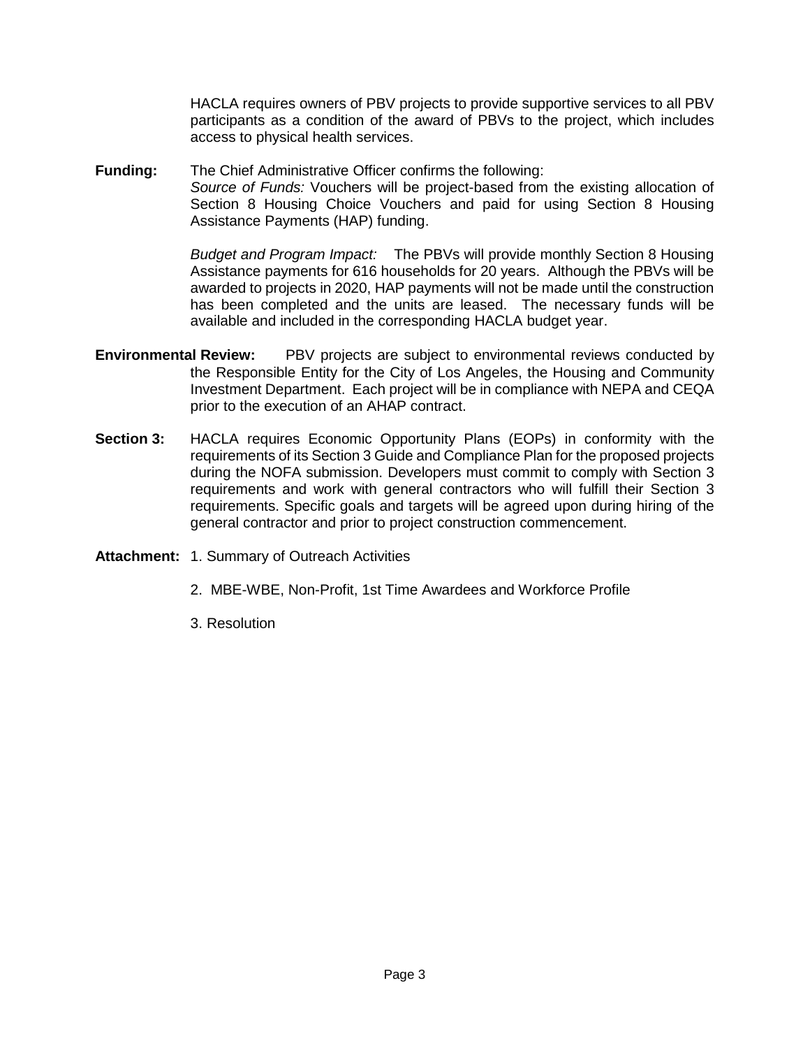HACLA requires owners of PBV projects to provide supportive services to all PBV participants as a condition of the award of PBVs to the project, which includes access to physical health services.

**Funding:** The Chief Administrative Officer confirms the following:
*Source of Funds:* Vouchers will be project-based from the existing allocation of Section 8 Housing Choice Vouchers and paid for using Section 8 Housing Assistance Payments (HAP) funding.

*Budget and Program Impact:* The PBVs will provide monthly Section 8 Housing Assistance payments for 616 households for 20 years. Although the PBVs will be awarded to projects in 2020, HAP payments will not be made until the construction has been completed and the units are leased. The necessary funds will be available and included in the corresponding HACLA budget year.

**Environmental Review:** PBV projects are subject to environmental reviews conducted by the Responsible Entity for the City of Los Angeles, the Housing and Community Investment Department. Each project will be in compliance with NEPA and CEQA prior to the execution of an AHAP contract.

**Section 3:** HACLA requires Economic Opportunity Plans (EOPs) in conformity with the requirements of its Section 3 Guide and Compliance Plan for the proposed projects during the NOFA submission. Developers must commit to comply with Section 3 requirements and work with general contractors who will fulfill their Section 3 requirements. Specific goals and targets will be agreed upon during hiring of the general contractor and prior to project construction commencement.

**Attachment:** 1. Summary of Outreach Activities

2. MBE-WBE, Non-Profit, 1st Time Awardees and Workforce Profile

3. Resolution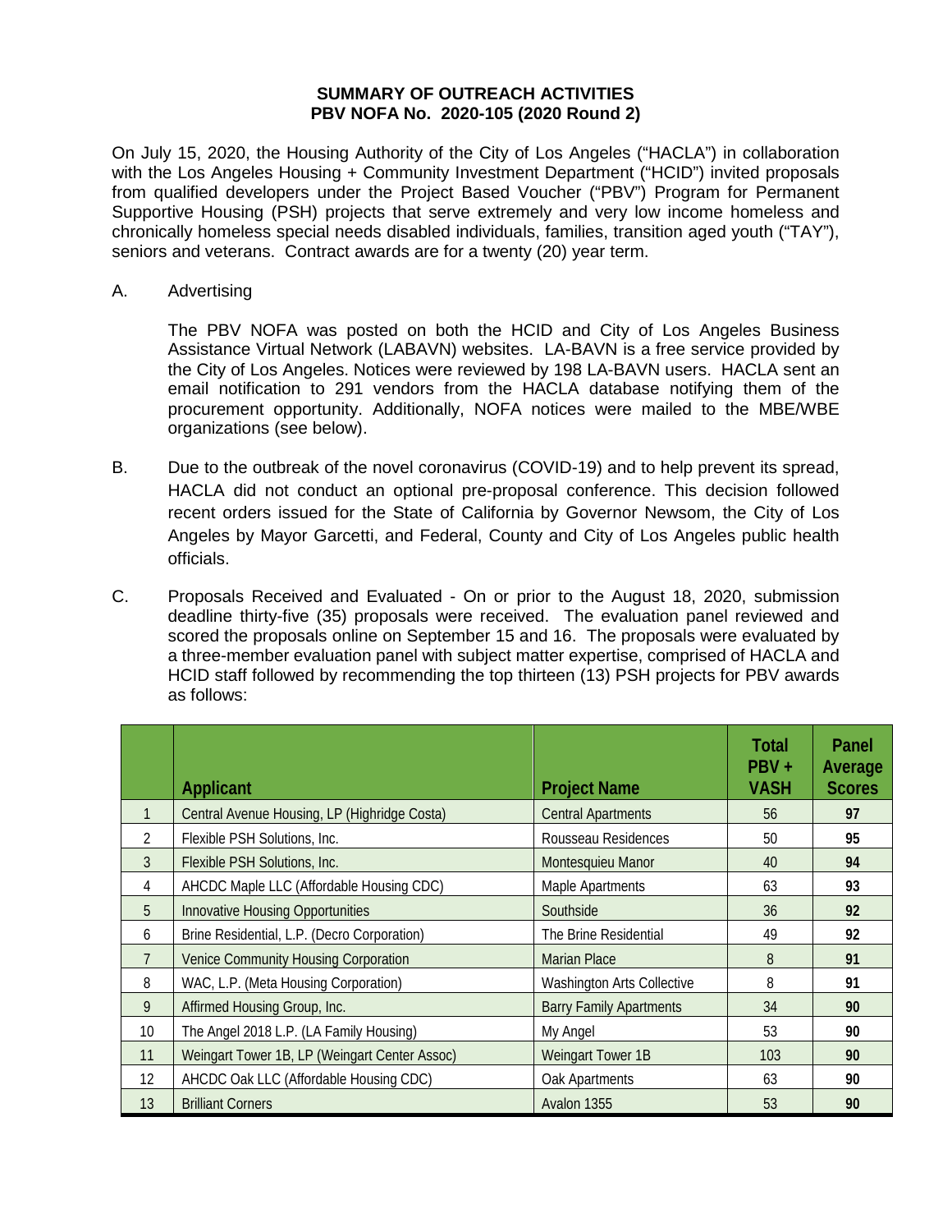## SUMMARY OF OUTREACH ACTIVITIES
## PBV NOFA No. 2020-105 (2020 Round 2)

On July 15, 2020, the Housing Authority of the City of Los Angeles ("HACLA") in collaboration with the Los Angeles Housing + Community Investment Department ("HCID") invited proposals from qualified developers under the Project Based Voucher ("PBV") Program for Permanent Supportive Housing (PSH) projects that serve extremely and very low income homeless and chronically homeless special needs disabled individuals, families, transition aged youth ("TAY"), seniors and veterans. Contract awards are for a twenty (20) year term.

A. Advertising

The PBV NOFA was posted on both the HCID and City of Los Angeles Business Assistance Virtual Network (LABAVN) websites. LA-BAVN is a free service provided by the City of Los Angeles. Notices were reviewed by 198 LA-BAVN users. HACLA sent an email notification to 291 vendors from the HACLA database notifying them of the procurement opportunity. Additionally, NOFA notices were mailed to the MBE/WBE organizations (see below).

B. Due to the outbreak of the novel coronavirus (COVID-19) and to help prevent its spread, HACLA did not conduct an optional pre-proposal conference. This decision followed recent orders issued for the State of California by Governor Newsom, the City of Los Angeles by Mayor Garcetti, and Federal, County and City of Los Angeles public health officials.

C. Proposals Received and Evaluated - On or prior to the August 18, 2020, submission deadline thirty-five (35) proposals were received. The evaluation panel reviewed and scored the proposals online on September 15 and 16. The proposals were evaluated by a three-member evaluation panel with subject matter expertise, comprised of HACLA and HCID staff followed by recommending the top thirteen (13) PSH projects for PBV awards as follows:

| | Applicant | Project Name | Total PBV + VASH | Panel Average Scores |
|---|---|---|---|---|
| 1 | Central Avenue Housing, LP (Highridge Costa) | Central Apartments | 56 | **97** |
| 2 | Flexible PSH Solutions, Inc. | Rousseau Residences | 50 | **95** |
| 3 | Flexible PSH Solutions, Inc. | Montesquieu Manor | 40 | **94** |
| 4 | AHCDC Maple LLC (Affordable Housing CDC) | Maple Apartments | 63 | **93** |
| 5 | Innovative Housing Opportunities | Southside | 36 | **92** |
| 6 | Brine Residential, L.P. (Decro Corporation) | The Brine Residential | 49 | **92** |
| 7 | Venice Community Housing Corporation | Marian Place | 8 | **91** |
| 8 | WAC, L.P. (Meta Housing Corporation) | Washington Arts Collective | 8 | **91** |
| 9 | Affirmed Housing Group, Inc. | Barry Family Apartments | 34 | **90** |
| 10 | The Angel 2018 L.P. (LA Family Housing) | My Angel | 53 | **90** |
| 11 | Weingart Tower 1B, LP (Weingart Center Assoc) | Weingart Tower 1B | 103 | **90** |
| 12 | AHCDC Oak LLC (Affordable Housing CDC) | Oak Apartments | 63 | **90** |
| 13 | Brilliant Corners | Avalon 1355 | 53 | **90** |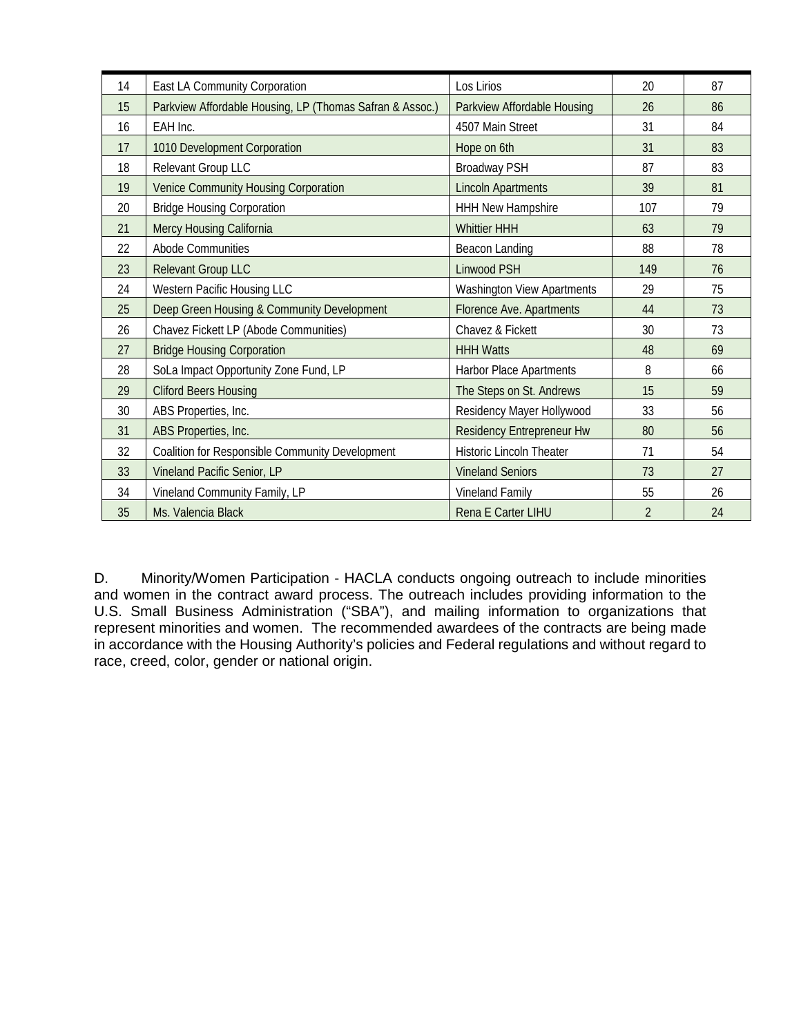| | | | | |
|---|---|---|---|---|
| 14 | East LA Community Corporation | Los Lirios | 20 | 87 |
| 15 | Parkview Affordable Housing, LP (Thomas Safran & Assoc.) | Parkview Affordable Housing | 26 | 86 |
| 16 | EAH Inc. | 4507 Main Street | 31 | 84 |
| 17 | 1010 Development Corporation | Hope on 6th | 31 | 83 |
| 18 | Relevant Group LLC | Broadway PSH | 87 | 83 |
| 19 | Venice Community Housing Corporation | Lincoln Apartments | 39 | 81 |
| 20 | Bridge Housing Corporation | HHH New Hampshire | 107 | 79 |
| 21 | Mercy Housing California | Whittier HHH | 63 | 79 |
| 22 | Abode Communities | Beacon Landing | 88 | 78 |
| 23 | Relevant Group LLC | Linwood PSH | 149 | 76 |
| 24 | Western Pacific Housing LLC | Washington View Apartments | 29 | 75 |
| 25 | Deep Green Housing & Community Development | Florence Ave. Apartments | 44 | 73 |
| 26 | Chavez Fickett LP (Abode Communities) | Chavez & Fickett | 30 | 73 |
| 27 | Bridge Housing Corporation | HHH Watts | 48 | 69 |
| 28 | SoLa Impact Opportunity Zone Fund, LP | Harbor Place Apartments | 8 | 66 |
| 29 | Cliford Beers Housing | The Steps on St. Andrews | 15 | 59 |
| 30 | ABS Properties, Inc. | Residency Mayer Hollywood | 33 | 56 |
| 31 | ABS Properties, Inc. | Residency Entrepreneur Hw | 80 | 56 |
| 32 | Coalition for Responsible Community Development | Historic Lincoln Theater | 71 | 54 |
| 33 | Vineland Pacific Senior, LP | Vineland Seniors | 73 | 27 |
| 34 | Vineland Community Family, LP | Vineland Family | 55 | 26 |
| 35 | Ms. Valencia Black | Rena E Carter LIHU | 2 | 24 |

D. Minority/Women Participation - HACLA conducts ongoing outreach to include minorities and women in the contract award process. The outreach includes providing information to the U.S. Small Business Administration ("SBA"), and mailing information to organizations that represent minorities and women. The recommended awardees of the contracts are being made in accordance with the Housing Authority's policies and Federal regulations and without regard to race, creed, color, gender or national origin.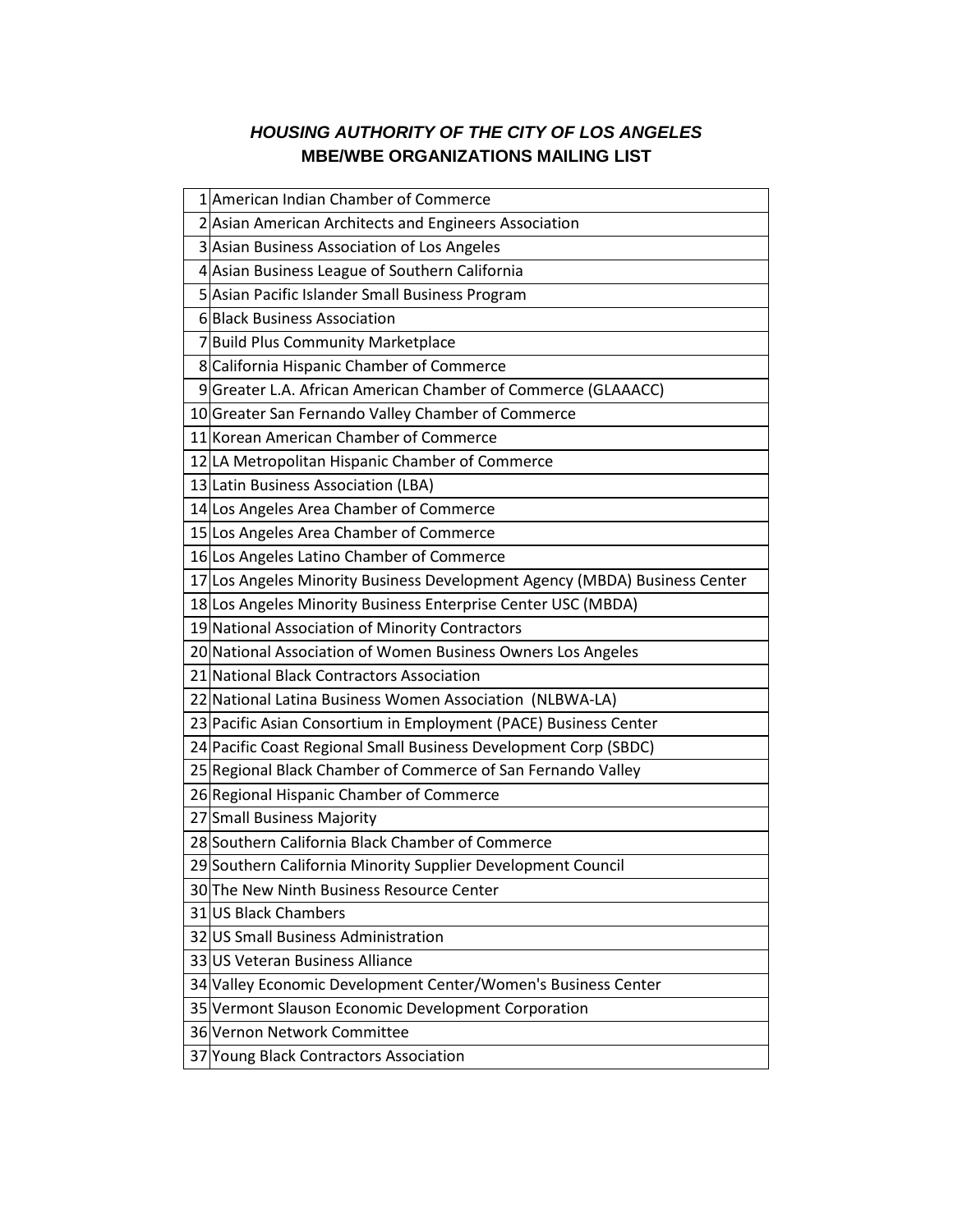## *HOUSING AUTHORITY OF THE CITY OF LOS ANGELES*

## MBE/WBE ORGANIZATIONS MAILING LIST

| | |
|---|---|
| 1 | American Indian Chamber of Commerce |
| 2 | Asian American Architects and Engineers Association |
| 3 | Asian Business Association of Los Angeles |
| 4 | Asian Business League of Southern California |
| 5 | Asian Pacific Islander Small Business Program |
| 6 | Black Business Association |
| 7 | Build Plus Community Marketplace |
| 8 | California Hispanic Chamber of Commerce |
| 9 | Greater L.A. African American Chamber of Commerce (GLAAACC) |
| 10 | Greater San Fernando Valley Chamber of Commerce |
| 11 | Korean American Chamber of Commerce |
| 12 | LA Metropolitan Hispanic Chamber of Commerce |
| 13 | Latin Business Association (LBA) |
| 14 | Los Angeles Area Chamber of Commerce |
| 15 | Los Angeles Area Chamber of Commerce |
| 16 | Los Angeles Latino Chamber of Commerce |
| 17 | Los Angeles Minority Business Development Agency (MBDA) Business Center |
| 18 | Los Angeles Minority Business Enterprise Center USC (MBDA) |
| 19 | National Association of Minority Contractors |
| 20 | National Association of Women Business Owners Los Angeles |
| 21 | National Black Contractors Association |
| 22 | National Latina Business Women Association (NLBWA-LA) |
| 23 | Pacific Asian Consortium in Employment (PACE) Business Center |
| 24 | Pacific Coast Regional Small Business Development Corp (SBDC) |
| 25 | Regional Black Chamber of Commerce of San Fernando Valley |
| 26 | Regional Hispanic Chamber of Commerce |
| 27 | Small Business Majority |
| 28 | Southern California Black Chamber of Commerce |
| 29 | Southern California Minority Supplier Development Council |
| 30 | The New Ninth Business Resource Center |
| 31 | US Black Chambers |
| 32 | US Small Business Administration |
| 33 | US Veteran Business Alliance |
| 34 | Valley Economic Development Center/Women's Business Center |
| 35 | Vermont Slauson Economic Development Corporation |
| 36 | Vernon Network Committee |
| 37 | Young Black Contractors Association |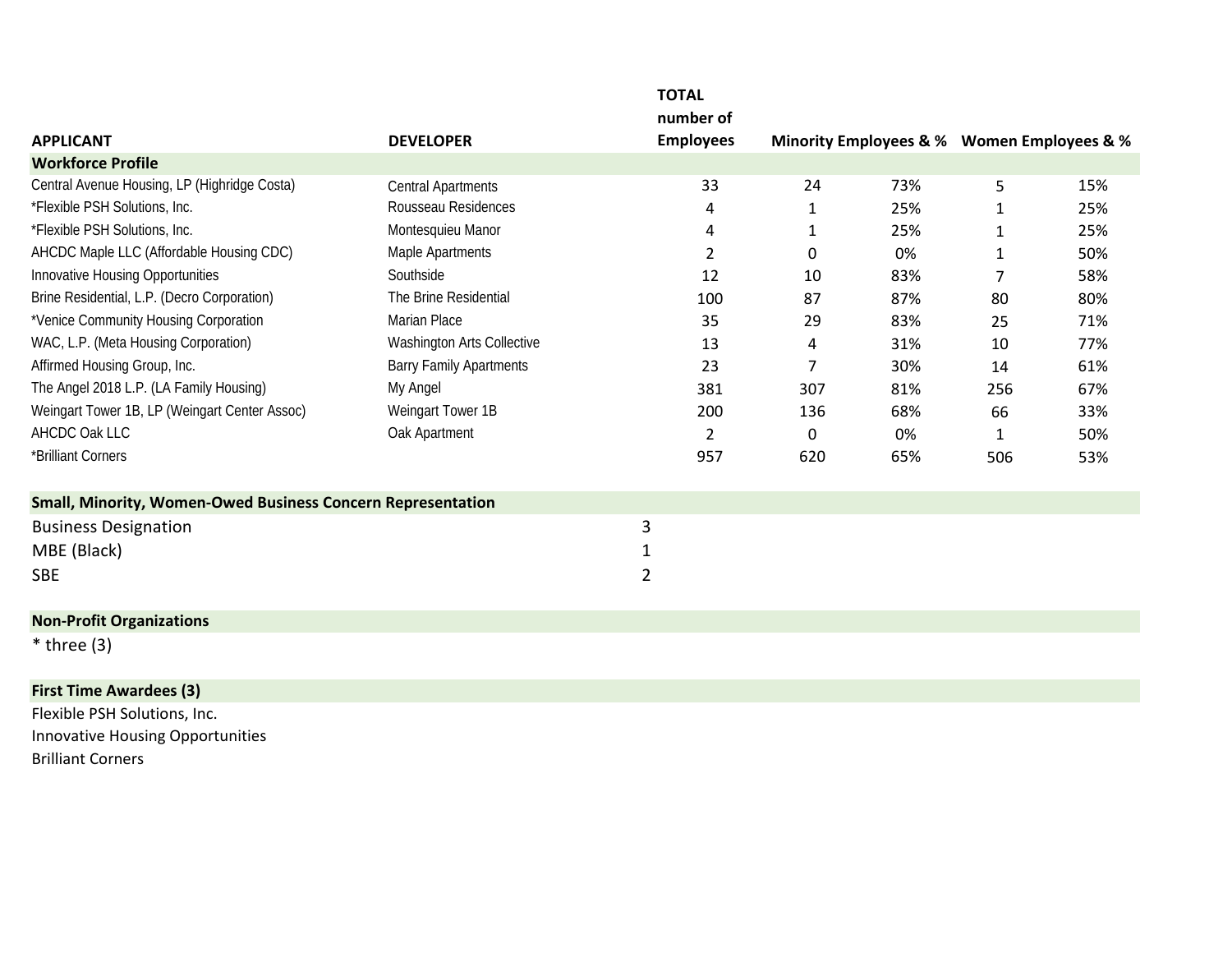| APPLICANT | DEVELOPER | TOTAL number of Employees | Minority Employees & % | | Women Employees & % | |
|---|---|---|---|---|---|---|
| **Workforce Profile** | | | | | | |
| Central Avenue Housing, LP (Highridge Costa) | Central Apartments | 33 | 24 | 73% | 5 | 15% |
| *Flexible PSH Solutions, Inc. | Rousseau Residences | 4 | 1 | 25% | 1 | 25% |
| *Flexible PSH Solutions, Inc. | Montesquieu Manor | 4 | 1 | 25% | 1 | 25% |
| AHCDC Maple LLC (Affordable Housing CDC) | Maple Apartments | 2 | 0 | 0% | 1 | 50% |
| Innovative Housing Opportunities | Southside | 12 | 10 | 83% | 7 | 58% |
| Brine Residential, L.P. (Decro Corporation) | The Brine Residential | 100 | 87 | 87% | 80 | 80% |
| *Venice Community Housing Corporation | Marian Place | 35 | 29 | 83% | 25 | 71% |
| WAC, L.P. (Meta Housing Corporation) | Washington Arts Collective | 13 | 4 | 31% | 10 | 77% |
| Affirmed Housing Group, Inc. | Barry Family Apartments | 23 | 7 | 30% | 14 | 61% |
| The Angel 2018 L.P. (LA Family Housing) | My Angel | 381 | 307 | 81% | 256 | 67% |
| Weingart Tower 1B, LP (Weingart Center Assoc) | Weingart Tower 1B | 200 | 136 | 68% | 66 | 33% |
| AHCDC Oak LLC | Oak Apartment | 2 | 0 | 0% | 1 | 50% |
| *Brilliant Corners | | 957 | 620 | 65% | 506 | 53% |

**Small, Minority, Women-Owed Business Concern Representation**

| | |
|---|---|
| Business Designation | 3 |
| MBE (Black) | 1 |
| SBE | 2 |

**Non-Profit Organizations**

* three (3)

**First Time Awardees (3)**

Flexible PSH Solutions, Inc.
Innovative Housing Opportunities
Brilliant Corners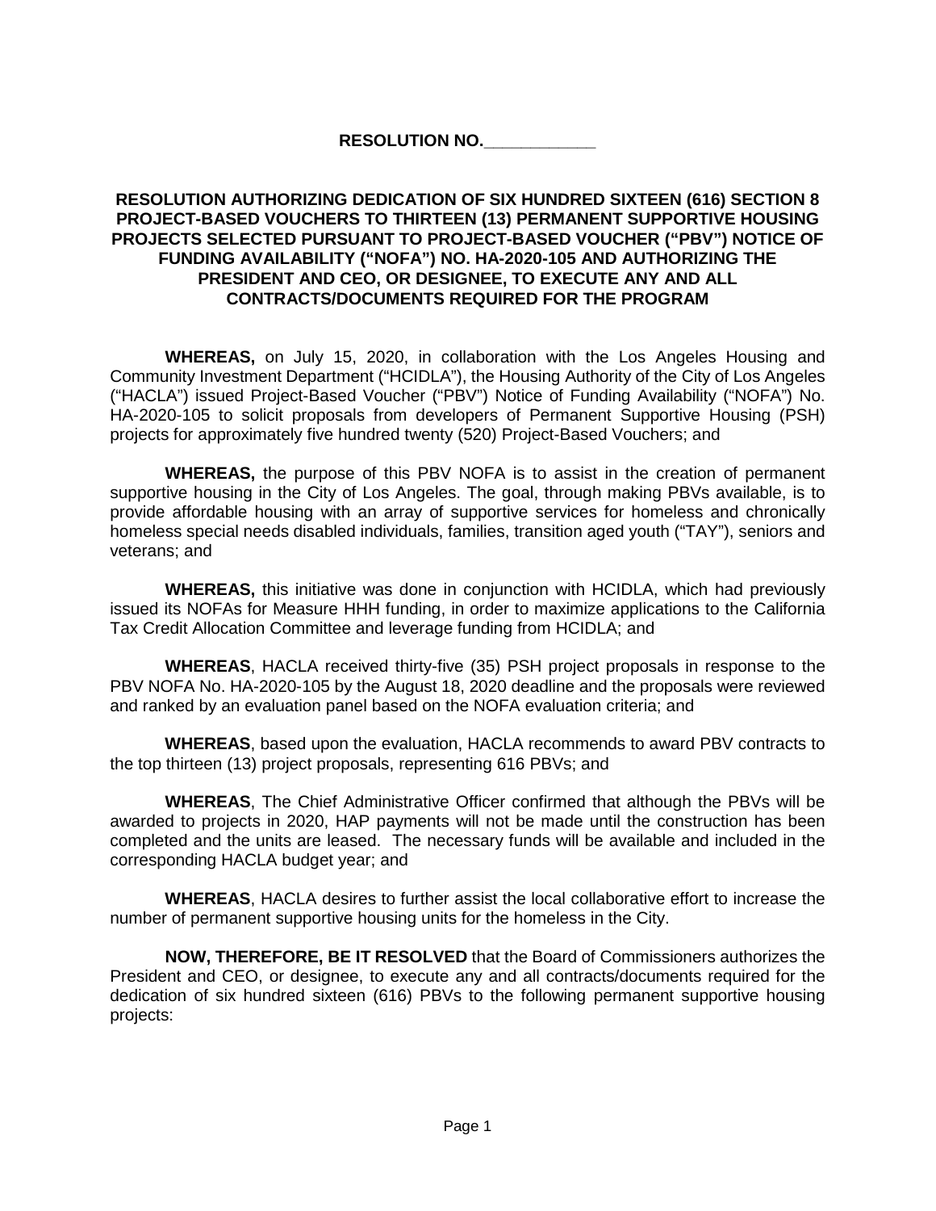**RESOLUTION NO.____________**

**RESOLUTION AUTHORIZING DEDICATION OF SIX HUNDRED SIXTEEN (616) SECTION 8 PROJECT-BASED VOUCHERS TO THIRTEEN (13) PERMANENT SUPPORTIVE HOUSING PROJECTS SELECTED PURSUANT TO PROJECT-BASED VOUCHER ("PBV") NOTICE OF FUNDING AVAILABILITY ("NOFA") NO. HA-2020-105 AND AUTHORIZING THE PRESIDENT AND CEO, OR DESIGNEE, TO EXECUTE ANY AND ALL CONTRACTS/DOCUMENTS REQUIRED FOR THE PROGRAM**

**WHEREAS,** on July 15, 2020, in collaboration with the Los Angeles Housing and Community Investment Department ("HCIDLA"), the Housing Authority of the City of Los Angeles ("HACLA") issued Project-Based Voucher ("PBV") Notice of Funding Availability ("NOFA") No. HA-2020-105 to solicit proposals from developers of Permanent Supportive Housing (PSH) projects for approximately five hundred twenty (520) Project-Based Vouchers; and

**WHEREAS,** the purpose of this PBV NOFA is to assist in the creation of permanent supportive housing in the City of Los Angeles. The goal, through making PBVs available, is to provide affordable housing with an array of supportive services for homeless and chronically homeless special needs disabled individuals, families, transition aged youth ("TAY"), seniors and veterans; and

**WHEREAS,** this initiative was done in conjunction with HCIDLA, which had previously issued its NOFAs for Measure HHH funding, in order to maximize applications to the California Tax Credit Allocation Committee and leverage funding from HCIDLA; and

**WHEREAS**, HACLA received thirty-five (35) PSH project proposals in response to the PBV NOFA No. HA-2020-105 by the August 18, 2020 deadline and the proposals were reviewed and ranked by an evaluation panel based on the NOFA evaluation criteria; and

**WHEREAS**, based upon the evaluation, HACLA recommends to award PBV contracts to the top thirteen (13) project proposals, representing 616 PBVs; and

**WHEREAS**, The Chief Administrative Officer confirmed that although the PBVs will be awarded to projects in 2020, HAP payments will not be made until the construction has been completed and the units are leased. The necessary funds will be available and included in the corresponding HACLA budget year; and

**WHEREAS**, HACLA desires to further assist the local collaborative effort to increase the number of permanent supportive housing units for the homeless in the City.

**NOW, THEREFORE, BE IT RESOLVED** that the Board of Commissioners authorizes the President and CEO, or designee, to execute any and all contracts/documents required for the dedication of six hundred sixteen (616) PBVs to the following permanent supportive housing projects: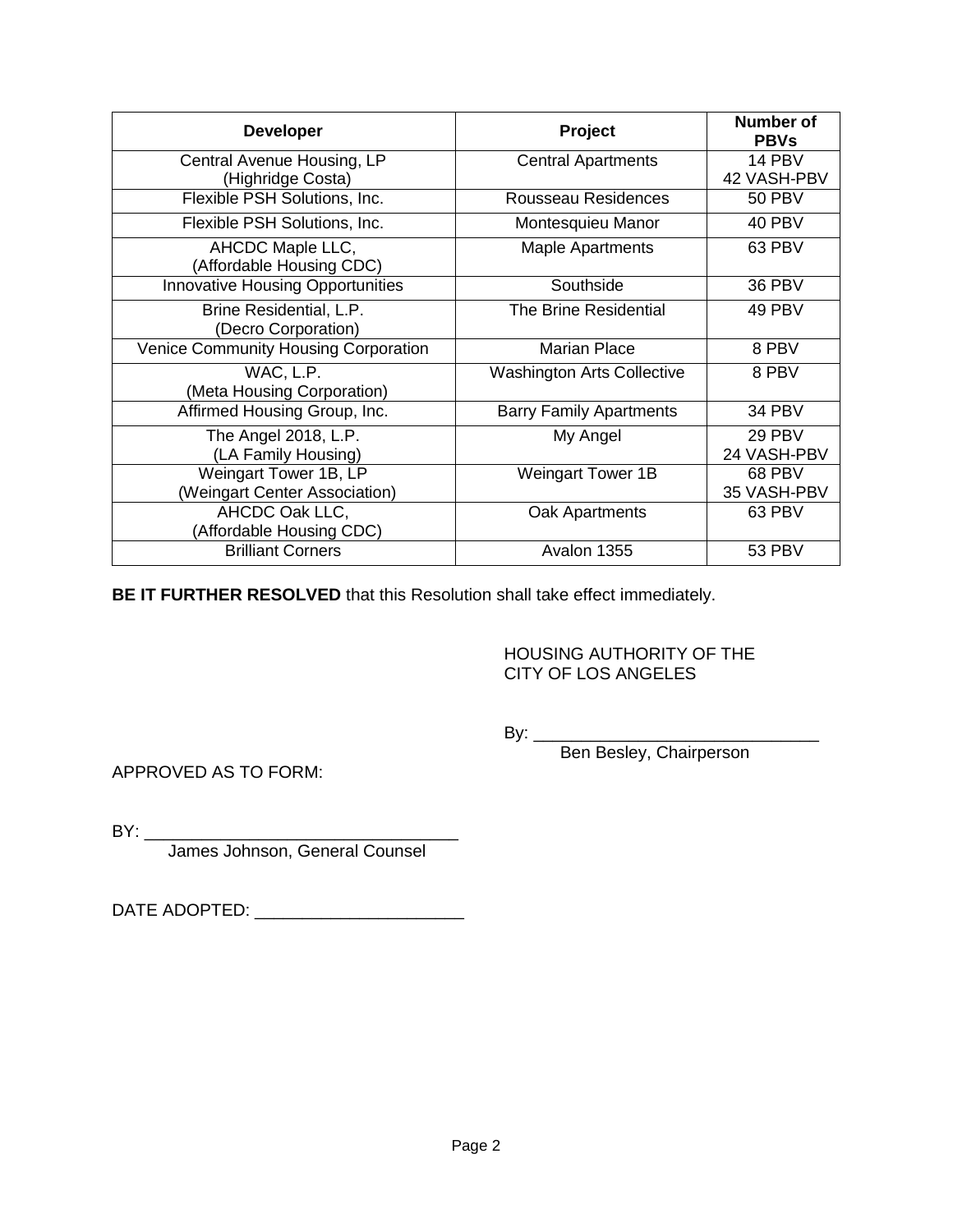| Developer | Project | Number of PBVs |
|---|---|---|
| Central Avenue Housing, LP (Highridge Costa) | Central Apartments | 14 PBV 42 VASH-PBV |
| Flexible PSH Solutions, Inc. | Rousseau Residences | 50 PBV |
| Flexible PSH Solutions, Inc. | Montesquieu Manor | 40 PBV |
| AHCDC Maple LLC, (Affordable Housing CDC) | Maple Apartments | 63 PBV |
| Innovative Housing Opportunities | Southside | 36 PBV |
| Brine Residential, L.P. (Decro Corporation) | The Brine Residential | 49 PBV |
| Venice Community Housing Corporation | Marian Place | 8 PBV |
| WAC, L.P. (Meta Housing Corporation) | Washington Arts Collective | 8 PBV |
| Affirmed Housing Group, Inc. | Barry Family Apartments | 34 PBV |
| The Angel 2018, L.P. (LA Family Housing) | My Angel | 29 PBV 24 VASH-PBV |
| Weingart Tower 1B, LP (Weingart Center Association) | Weingart Tower 1B | 68 PBV 35 VASH-PBV |
| AHCDC Oak LLC, (Affordable Housing CDC) | Oak Apartments | 63 PBV |
| Brilliant Corners | Avalon 1355 | 53 PBV |

**BE IT FURTHER RESOLVED** that this Resolution shall take effect immediately.

HOUSING AUTHORITY OF THE
CITY OF LOS ANGELES

By: ______________________________
Ben Besley, Chairperson

APPROVED AS TO FORM:

BY: ________________________________
James Johnson, General Counsel

DATE ADOPTED: ______________________